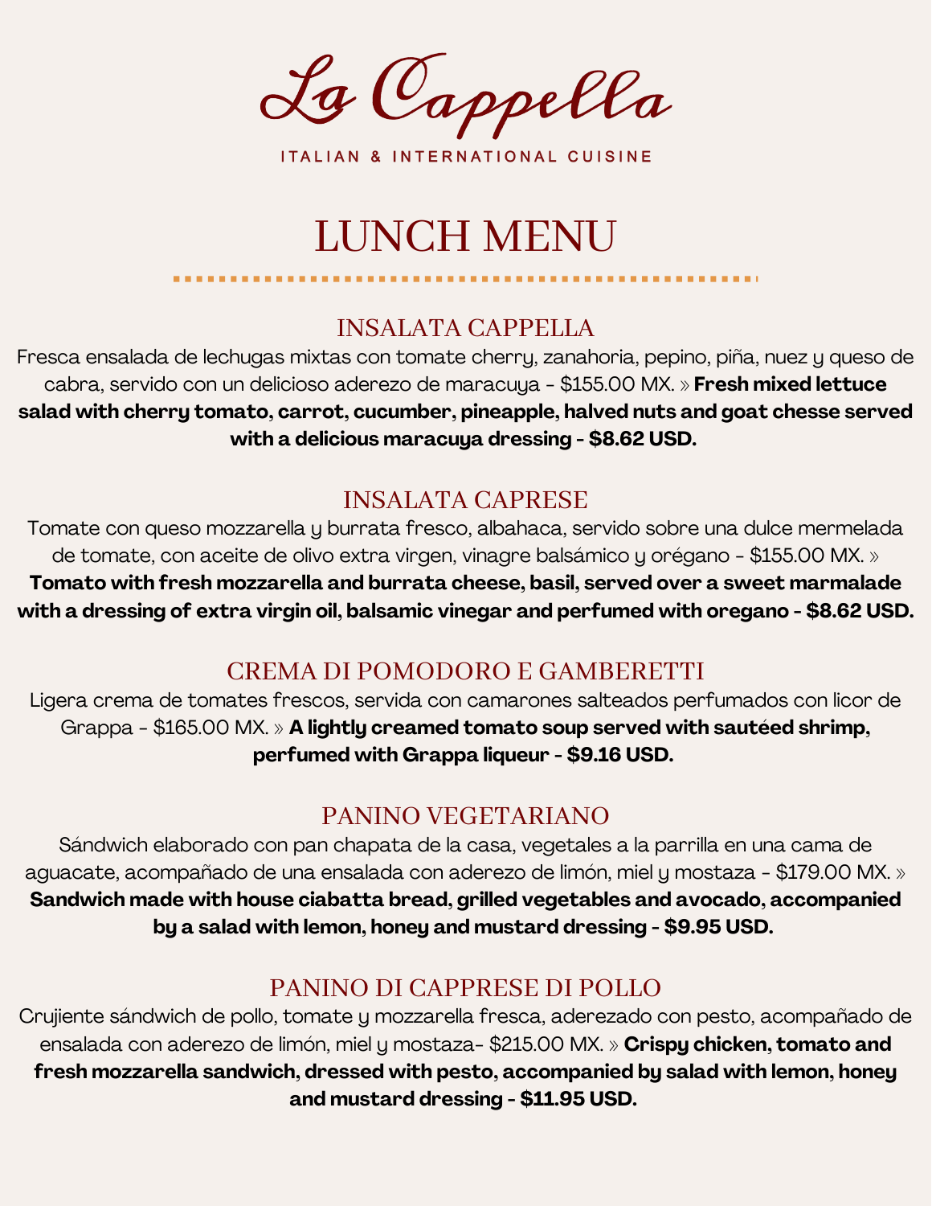# La Cappella

ITALIAN & INTERNATIONAL CUISINE

## LUNCH MENU

### INSALATA CAPPELLA

Fresca ensalada de lechugas mixtas con tomate cherry, zanahoria, pepino, piña, nuez y queso de cabra, servido con un delicioso aderezo de maracuya - $155.00 MX. » **Fresh mixed lettuce salad with cherry tomato, carrot, cucumber, pineapple, halved nuts and goat chesse served with a delicious maracuya dressing - $8.62 USD.**

### INSALATA CAPRESE

Tomate con queso mozzarella y burrata fresco, albahaca, servido sobre una dulce mermelada de tomate, con aceite de olivo extra virgen, vinagre balsámico y orégano - $155.00 MX. » **Tomato with fresh mozzarella and burrata cheese, basil, served over a sweet marmalade with a dressing of extra virgin oil, balsamic vinegar and perfumed with oregano - $8.62 USD.**

### CREMA DI POMODORO E GAMBERETTI

Ligera crema de tomates frescos, servida con camarones salteados perfumados con licor de Grappa - $165.00 MX. » **A lightly creamed tomato soup served with sautéed shrimp, perfumed with Grappa liqueur - $9.16 USD.**

### PANINO VEGETARIANO

Sándwich elaborado con pan chapata de la casa, vegetales a la parrilla en una cama de aguacate, acompañado de una ensalada con aderezo de limón, miel y mostaza - $179.00 MX. » **Sandwich made with house ciabatta bread, grilled vegetables and avocado, accompanied by a salad with lemon, honey and mustard dressing - $9.95 USD.**

### PANINO DI CAPPRESE DI POLLO

Crujiente sándwich de pollo, tomate y mozzarella fresca, aderezado con pesto, acompañado de ensalada con aderezo de limón, miel y mostaza- $215.00 MX. » **Crispy chicken, tomato and fresh mozzarella sandwich, dressed with pesto, accompanied by salad with lemon, honey and mustard dressing - $11.95 USD.**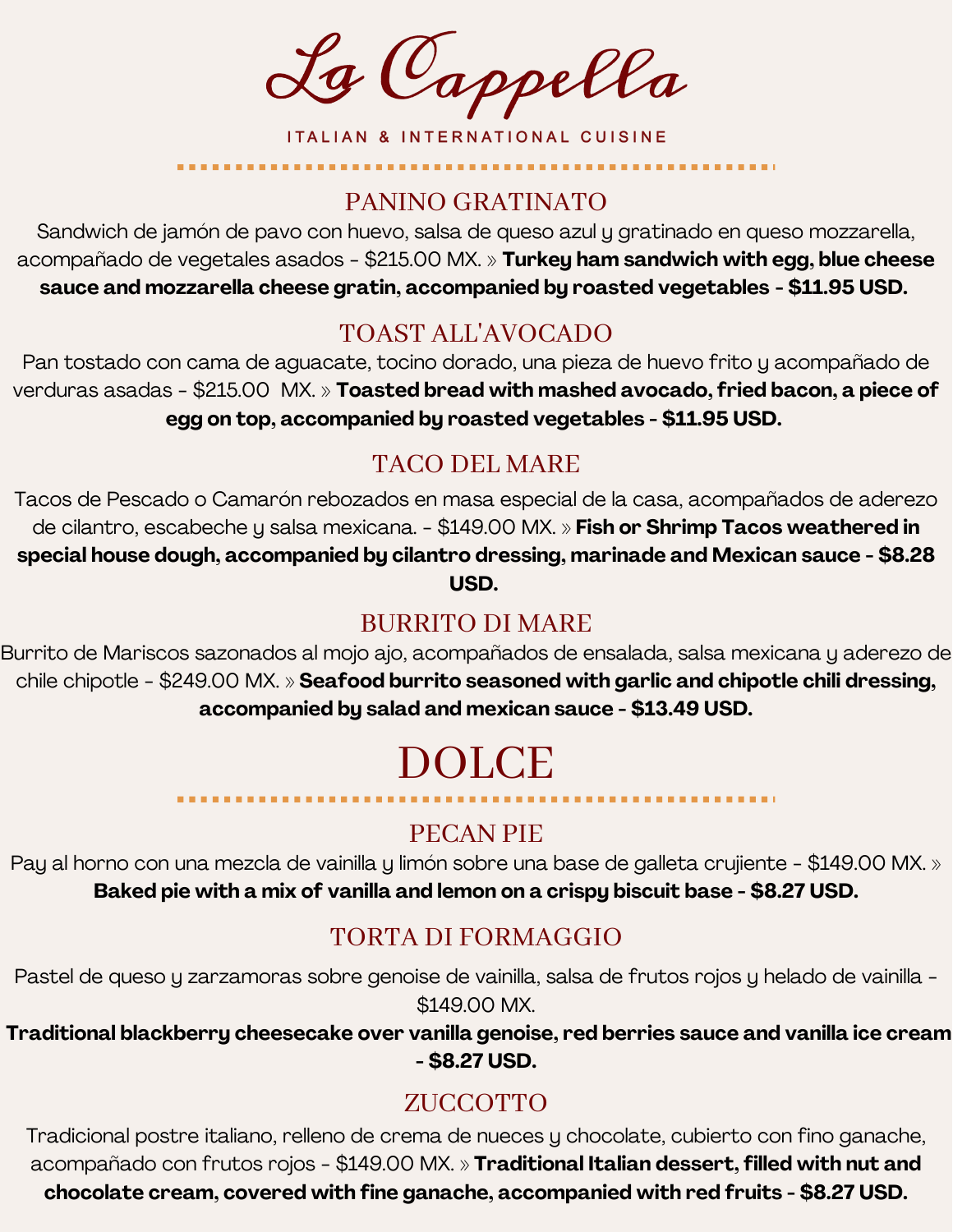# La Cappella

ITALIAN & INTERNATIONAL CUISINE

## PANINO GRATINATO

Sandwich de jamón de pavo con huevo, salsa de queso azul y gratinado en queso mozzarella, acompañado de vegetales asados - $215.00 MX. » **Turkey ham sandwich with egg, blue cheese sauce and mozzarella cheese gratin, accompanied by roasted vegetables - $11.95 USD.**

## TOAST ALL'AVOCADO

Pan tostado con cama de aguacate, tocino dorado, una pieza de huevo frito y acompañado de verduras asadas - $215.00 MX. » **Toasted bread with mashed avocado, fried bacon, a piece of egg on top, accompanied by roasted vegetables - $11.95 USD.**

## TACO DEL MARE

Tacos de Pescado o Camarón rebozados en masa especial de la casa, acompañados de aderezo de cilantro, escabeche y salsa mexicana. - $149.00 MX. » **Fish or Shrimp Tacos weathered in special house dough, accompanied by cilantro dressing, marinade and Mexican sauce - $8.28 USD.**

## BURRITO DI MARE

Burrito de Mariscos sazonados al mojo ajo, acompañados de ensalada, salsa mexicana y aderezo de chile chipotle - $249.00 MX. » **Seafood burrito seasoned with garlic and chipotle chili dressing, accompanied by salad and mexican sauce - $13.49 USD.**

# DOLCE

## PECAN PIE

Pay al horno con una mezcla de vainilla y limón sobre una base de galleta crujiente - $149.00 MX. » **Baked pie with a mix of vanilla and lemon on a crispy biscuit base - $8.27 USD.**

## TORTA DI FORMAGGIO

Pastel de queso y zarzamoras sobre genoise de vainilla, salsa de frutos rojos y helado de vainilla - $149.00 MX.

**Traditional blackberry cheesecake over vanilla genoise, red berries sauce and vanilla ice cream - $8.27 USD.**

## ZUCCOTTO

Tradicional postre italiano, relleno de crema de nueces y chocolate, cubierto con fino ganache, acompañado con frutos rojos - $149.00 MX. » **Traditional Italian dessert, filled with nut and chocolate cream, covered with fine ganache, accompanied with red fruits - $8.27 USD.**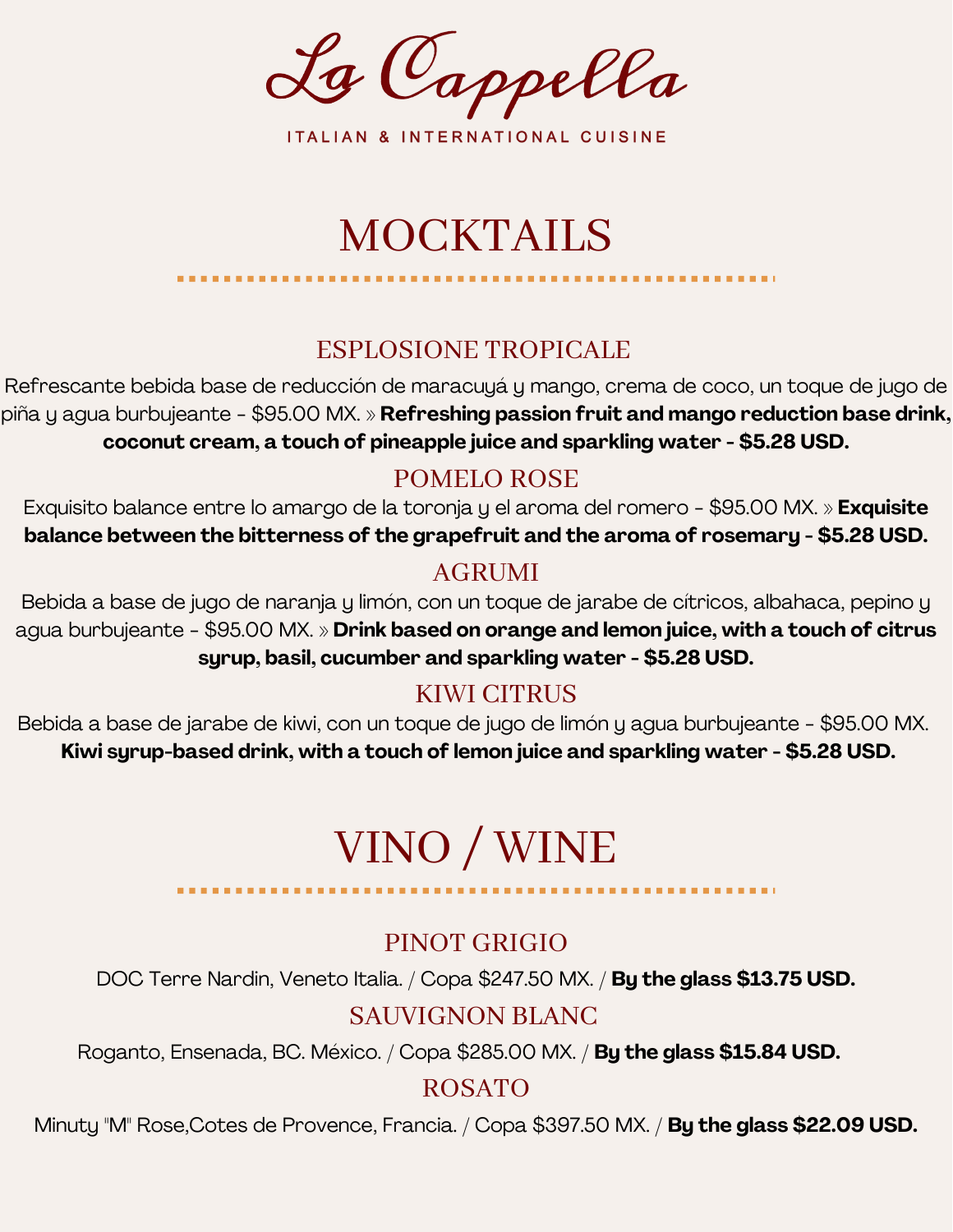# La Cappella

ITALIAN & INTERNATIONAL CUISINE

## MOCKTAILS

### ESPLOSIONE TROPICALE

Refrescante bebida base de reducción de maracuyá y mango, crema de coco, un toque de jugo de piña y agua burbujeante - $95.00 MX. » **Refreshing passion fruit and mango reduction base drink, coconut cream, a touch of pineapple juice and sparkling water - $5.28 USD.**

### POMELO ROSE

Exquisito balance entre lo amargo de la toronja y el aroma del romero - $95.00 MX. » **Exquisite balance between the bitterness of the grapefruit and the aroma of rosemary - $5.28 USD.**

### AGRUMI

Bebida a base de jugo de naranja y limón, con un toque de jarabe de cítricos, albahaca, pepino y agua burbujeante - $95.00 MX. » **Drink based on orange and lemon juice, with a touch of citrus syrup, basil, cucumber and sparkling water - $5.28 USD.**

### KIWI CITRUS

Bebida a base de jarabe de kiwi, con un toque de jugo de limón y agua burbujeante - $95.00 MX. **Kiwi syrup-based drink, with a touch of lemon juice and sparkling water - $5.28 USD.**

## VINO / WINE

### PINOT GRIGIO

DOC Terre Nardin, Veneto Italia. / Copa $247.50 MX. / **By the glass $13.75 USD.**

### SAUVIGNON BLANC

Roganto, Ensenada, BC. México. / Copa $285.00 MX. / **By the glass $15.84 USD.**

### ROSATO

Minuty "M" Rose,Cotes de Provence, Francia. / Copa $397.50 MX. / **By the glass $22.09 USD.**